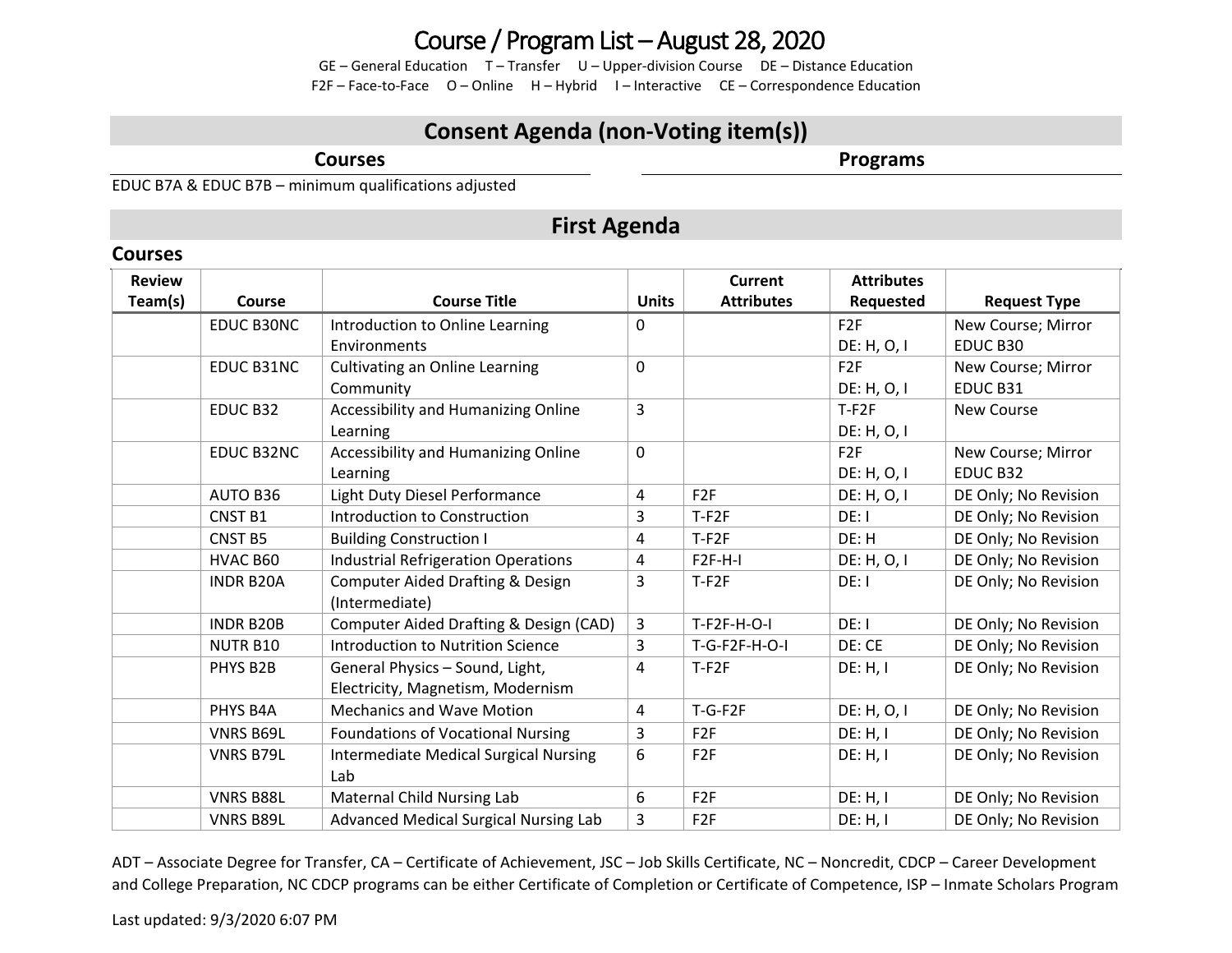# Course / Program List – August 28, 2020

GE – General Education    T – Transfer    U – Upper-division Course    DE – Distance Education
F2F – Face-to-Face    O – Online    H – Hybrid    I – Interactive    CE – Correspondence Education

## Consent Agenda (non-Voting item(s))

### Courses

EDUC B7A & EDUC B7B – minimum qualifications adjusted

### Programs

## First Agenda

### Courses

| Review Team(s) | Course | Course Title | Units | Current Attributes | Attributes Requested | Request Type |
|---|---|---|---|---|---|---|
| | EDUC B30NC | Introduction to Online Learning Environments | 0 | | F2F DE: H, O, I | New Course; Mirror EDUC B30 |
| | EDUC B31NC | Cultivating an Online Learning Community | 0 | | F2F DE: H, O, I | New Course; Mirror EDUC B31 |
| | EDUC B32 | Accessibility and Humanizing Online Learning | 3 | | T-F2F DE: H, O, I | New Course |
| | EDUC B32NC | Accessibility and Humanizing Online Learning | 0 | | F2F DE: H, O, I | New Course; Mirror EDUC B32 |
| | AUTO B36 | Light Duty Diesel Performance | 4 | F2F | DE: H, O, I | DE Only; No Revision |
| | CNST B1 | Introduction to Construction | 3 | T-F2F | DE: I | DE Only; No Revision |
| | CNST B5 | Building Construction I | 4 | T-F2F | DE: H | DE Only; No Revision |
| | HVAC B60 | Industrial Refrigeration Operations | 4 | F2F-H-I | DE: H, O, I | DE Only; No Revision |
| | INDR B20A | Computer Aided Drafting & Design (Intermediate) | 3 | T-F2F | DE: I | DE Only; No Revision |
| | INDR B20B | Computer Aided Drafting & Design (CAD) | 3 | T-F2F-H-O-I | DE: I | DE Only; No Revision |
| | NUTR B10 | Introduction to Nutrition Science | 3 | T-G-F2F-H-O-I | DE: CE | DE Only; No Revision |
| | PHYS B2B | General Physics – Sound, Light, Electricity, Magnetism, Modernism | 4 | T-F2F | DE: H, I | DE Only; No Revision |
| | PHYS B4A | Mechanics and Wave Motion | 4 | T-G-F2F | DE: H, O, I | DE Only; No Revision |
| | VNRS B69L | Foundations of Vocational Nursing | 3 | F2F | DE: H, I | DE Only; No Revision |
| | VNRS B79L | Intermediate Medical Surgical Nursing Lab | 6 | F2F | DE: H, I | DE Only; No Revision |
| | VNRS B88L | Maternal Child Nursing Lab | 6 | F2F | DE: H, I | DE Only; No Revision |
| | VNRS B89L | Advanced Medical Surgical Nursing Lab | 3 | F2F | DE: H, I | DE Only; No Revision |

ADT – Associate Degree for Transfer, CA – Certificate of Achievement, JSC – Job Skills Certificate, NC – Noncredit, CDCP – Career Development and College Preparation, NC CDCP programs can be either Certificate of Completion or Certificate of Competence, ISP – Inmate Scholars Program

Last updated: 9/3/2020 6:07 PM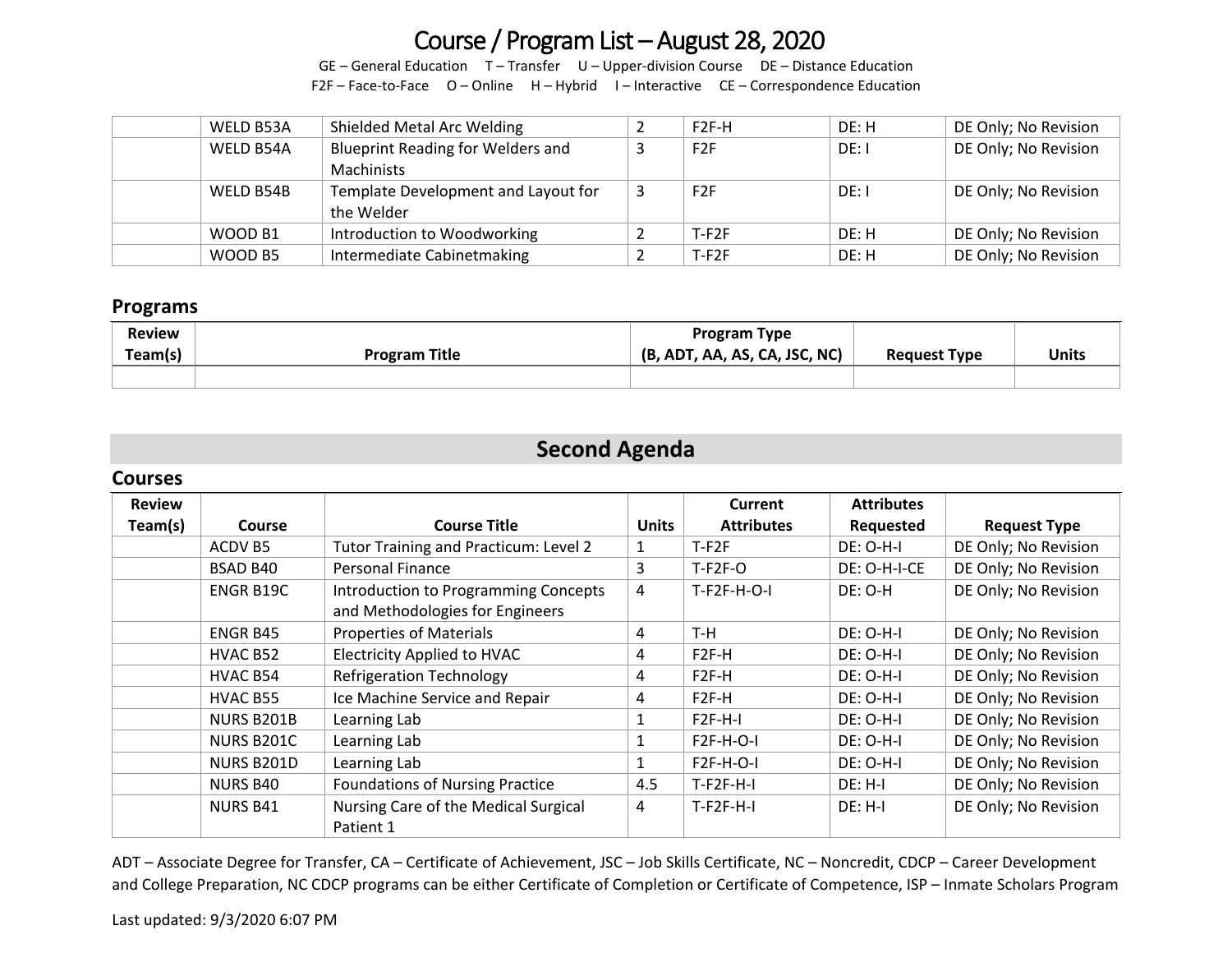# Course / Program List – August 28, 2020

GE – General Education T – Transfer U – Upper-division Course DE – Distance Education
F2F – Face-to-Face O – Online H – Hybrid I – Interactive CE – Correspondence Education

| | | | | | | |
|---|---|---|---|---|---|---|
| | WELD B53A | Shielded Metal Arc Welding | 2 | F2F-H | DE: H | DE Only; No Revision |
| | WELD B54A | Blueprint Reading for Welders and Machinists | 3 | F2F | DE: I | DE Only; No Revision |
| | WELD B54B | Template Development and Layout for the Welder | 3 | F2F | DE: I | DE Only; No Revision |
| | WOOD B1 | Introduction to Woodworking | 2 | T-F2F | DE: H | DE Only; No Revision |
| | WOOD B5 | Intermediate Cabinetmaking | 2 | T-F2F | DE: H | DE Only; No Revision |

## Programs

| Review Team(s) | Program Title | Program Type (B, ADT, AA, AS, CA, JSC, NC) | Request Type | Units |
|---|---|---|---|---|
| | | | | |

## Second Agenda

### Courses

| Review Team(s) | Course | Course Title | Units | Current Attributes | Attributes Requested | Request Type |
|---|---|---|---|---|---|---|
| | ACDV B5 | Tutor Training and Practicum: Level 2 | 1 | T-F2F | DE: O-H-I | DE Only; No Revision |
| | BSAD B40 | Personal Finance | 3 | T-F2F-O | DE: O-H-I-CE | DE Only; No Revision |
| | ENGR B19C | Introduction to Programming Concepts and Methodologies for Engineers | 4 | T-F2F-H-O-I | DE: O-H | DE Only; No Revision |
| | ENGR B45 | Properties of Materials | 4 | T-H | DE: O-H-I | DE Only; No Revision |
| | HVAC B52 | Electricity Applied to HVAC | 4 | F2F-H | DE: O-H-I | DE Only; No Revision |
| | HVAC B54 | Refrigeration Technology | 4 | F2F-H | DE: O-H-I | DE Only; No Revision |
| | HVAC B55 | Ice Machine Service and Repair | 4 | F2F-H | DE: O-H-I | DE Only; No Revision |
| | NURS B201B | Learning Lab | 1 | F2F-H-I | DE: O-H-I | DE Only; No Revision |
| | NURS B201C | Learning Lab | 1 | F2F-H-O-I | DE: O-H-I | DE Only; No Revision |
| | NURS B201D | Learning Lab | 1 | F2F-H-O-I | DE: O-H-I | DE Only; No Revision |
| | NURS B40 | Foundations of Nursing Practice | 4.5 | T-F2F-H-I | DE: H-I | DE Only; No Revision |
| | NURS B41 | Nursing Care of the Medical Surgical Patient 1 | 4 | T-F2F-H-I | DE: H-I | DE Only; No Revision |

ADT – Associate Degree for Transfer, CA – Certificate of Achievement, JSC – Job Skills Certificate, NC – Noncredit, CDCP – Career Development and College Preparation, NC CDCP programs can be either Certificate of Completion or Certificate of Competence, ISP – Inmate Scholars Program

Last updated: 9/3/2020 6:07 PM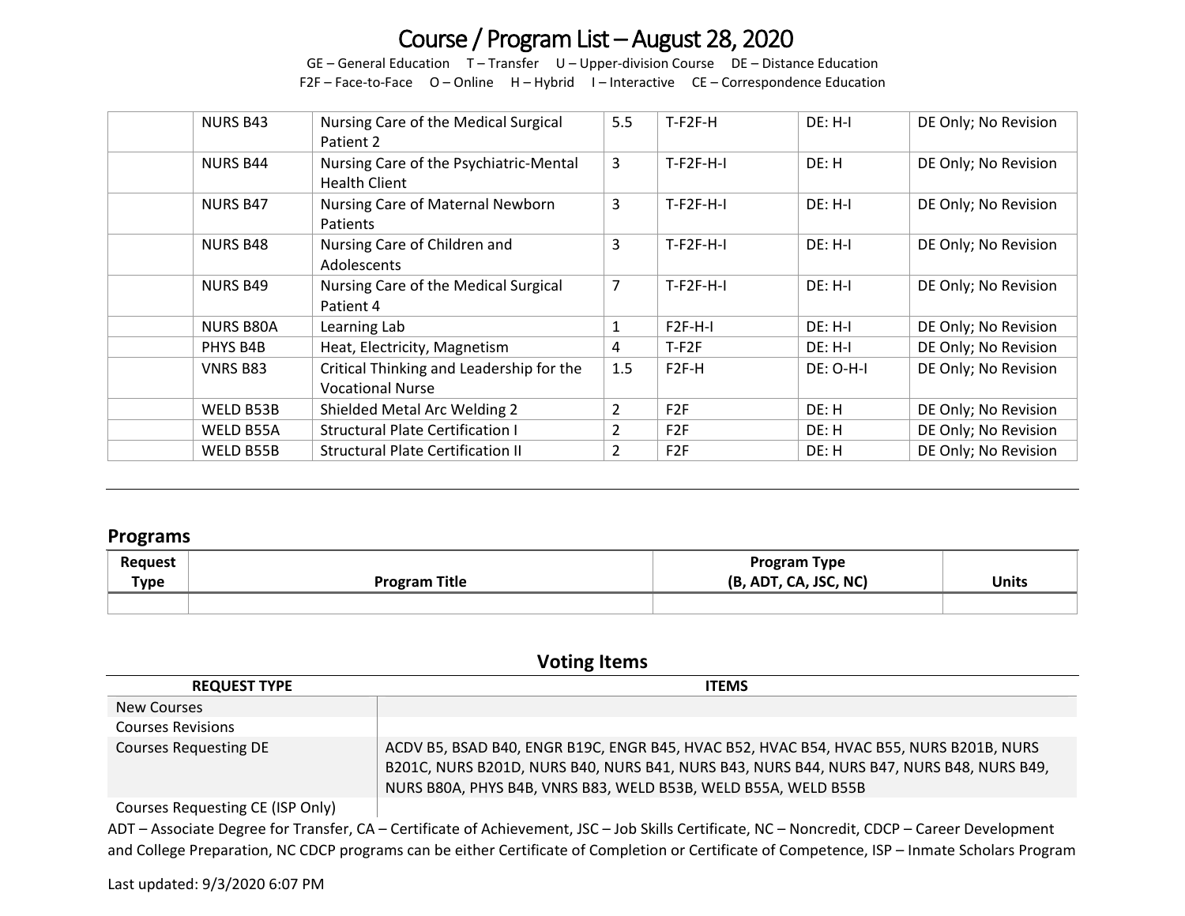# Course / Program List – August 28, 2020

GE – General Education T – Transfer U – Upper-division Course DE – Distance Education
F2F – Face-to-Face O – Online H – Hybrid I – Interactive CE – Correspondence Education

| | | | | | | |
|---|---|---|---|---|---|---|
| | NURS B43 | Nursing Care of the Medical Surgical Patient 2 | 5.5 | T-F2F-H | DE: H-I | DE Only; No Revision |
| | NURS B44 | Nursing Care of the Psychiatric-Mental Health Client | 3 | T-F2F-H-I | DE: H | DE Only; No Revision |
| | NURS B47 | Nursing Care of Maternal Newborn Patients | 3 | T-F2F-H-I | DE: H-I | DE Only; No Revision |
| | NURS B48 | Nursing Care of Children and Adolescents | 3 | T-F2F-H-I | DE: H-I | DE Only; No Revision |
| | NURS B49 | Nursing Care of the Medical Surgical Patient 4 | 7 | T-F2F-H-I | DE: H-I | DE Only; No Revision |
| | NURS B80A | Learning Lab | 1 | F2F-H-I | DE: H-I | DE Only; No Revision |
| | PHYS B4B | Heat, Electricity, Magnetism | 4 | T-F2F | DE: H-I | DE Only; No Revision |
| | VNRS B83 | Critical Thinking and Leadership for the Vocational Nurse | 1.5 | F2F-H | DE: O-H-I | DE Only; No Revision |
| | WELD B53B | Shielded Metal Arc Welding 2 | 2 | F2F | DE: H | DE Only; No Revision |
| | WELD B55A | Structural Plate Certification I | 2 | F2F | DE: H | DE Only; No Revision |
| | WELD B55B | Structural Plate Certification II | 2 | F2F | DE: H | DE Only; No Revision |

## Programs

| Request Type | Program Title | Program Type (B, ADT, CA, JSC, NC) | Units |
|---|---|---|---|
| | | | |

## Voting Items

| REQUEST TYPE | ITEMS |
|---|---|
| New Courses | |
| Courses Revisions | |
| Courses Requesting DE | ACDV B5, BSAD B40, ENGR B19C, ENGR B45, HVAC B52, HVAC B54, HVAC B55, NURS B201B, NURS B201C, NURS B201D, NURS B40, NURS B41, NURS B43, NURS B44, NURS B47, NURS B48, NURS B49, NURS B80A, PHYS B4B, VNRS B83, WELD B53B, WELD B55A, WELD B55B |
| Courses Requesting CE (ISP Only) | |

ADT – Associate Degree for Transfer, CA – Certificate of Achievement, JSC – Job Skills Certificate, NC – Noncredit, CDCP – Career Development and College Preparation, NC CDCP programs can be either Certificate of Completion or Certificate of Competence, ISP – Inmate Scholars Program

Last updated: 9/3/2020 6:07 PM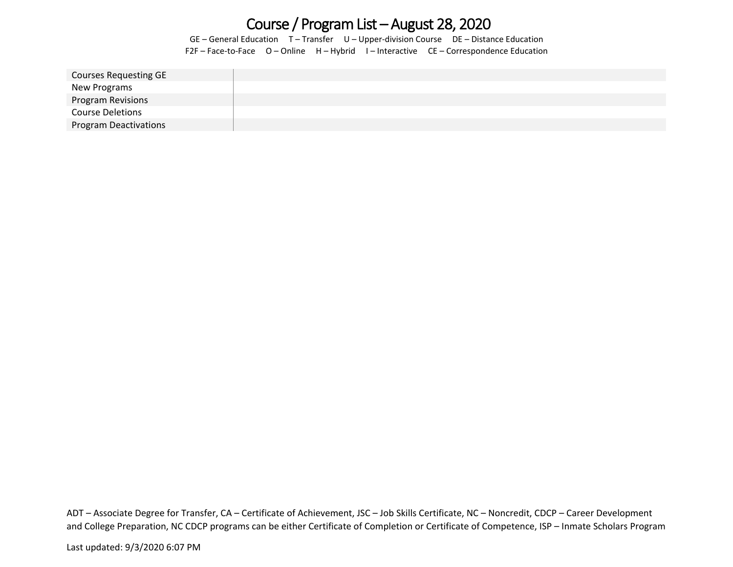# Course / Program List – August 28, 2020

GE – General Education  T – Transfer  U – Upper-division Course  DE – Distance Education
F2F – Face-to-Face  O – Online  H – Hybrid  I – Interactive  CE – Correspondence Education

| | |
|---|---|
| Courses Requesting GE | |
| New Programs | |
| Program Revisions | |
| Course Deletions | |
| Program Deactivations | |

ADT – Associate Degree for Transfer, CA – Certificate of Achievement, JSC – Job Skills Certificate, NC – Noncredit, CDCP – Career Development and College Preparation, NC CDCP programs can be either Certificate of Completion or Certificate of Competence, ISP – Inmate Scholars Program

Last updated: 9/3/2020 6:07 PM